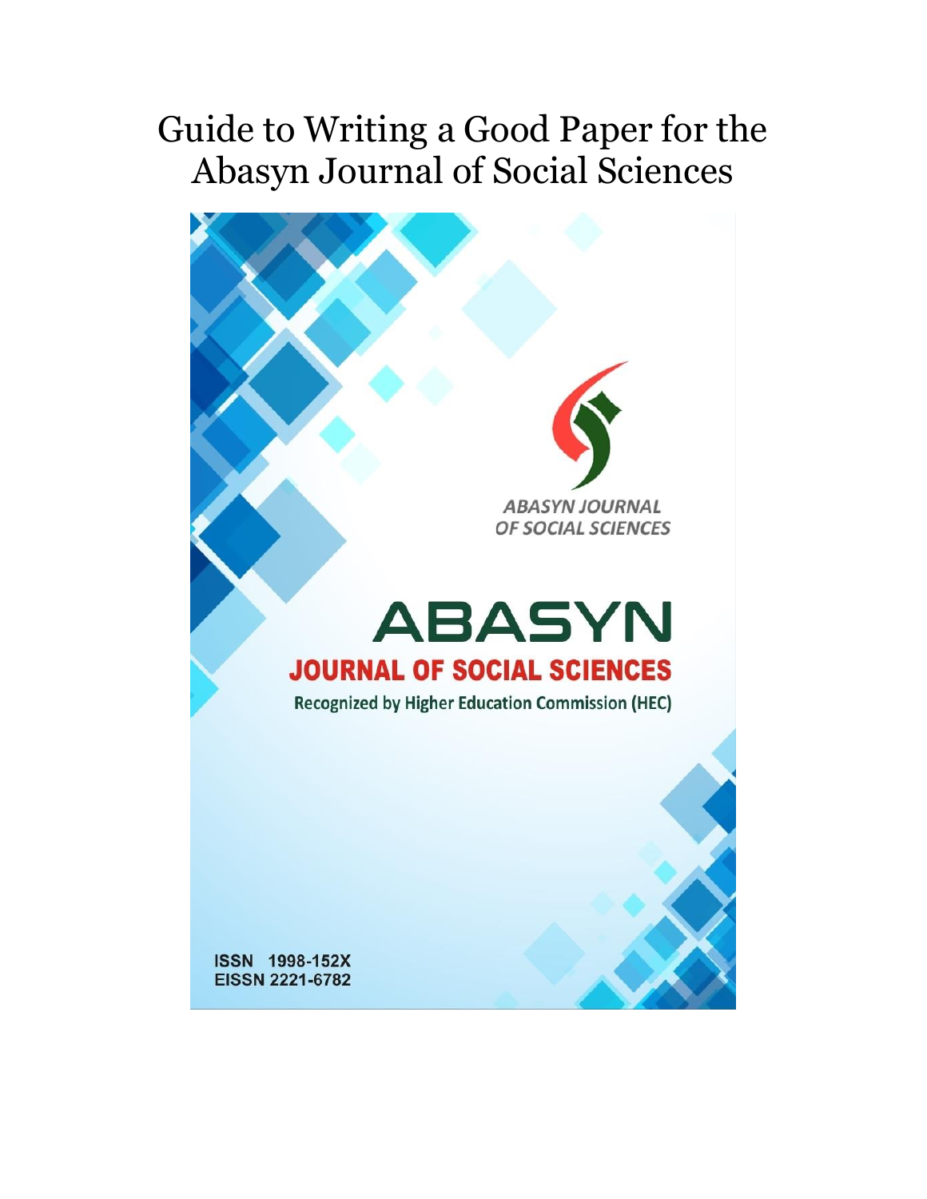# Guide to Writing a Good Paper for the Abasyn Journal of Social Sciences

ABASYN JOURNAL OF SOCIAL SCIENCES

ABASYN

JOURNAL OF SOCIAL SCIENCES

Recognized by Higher Education Commission (HEC)

ISSN 1998-152X

EISSN 2221-6782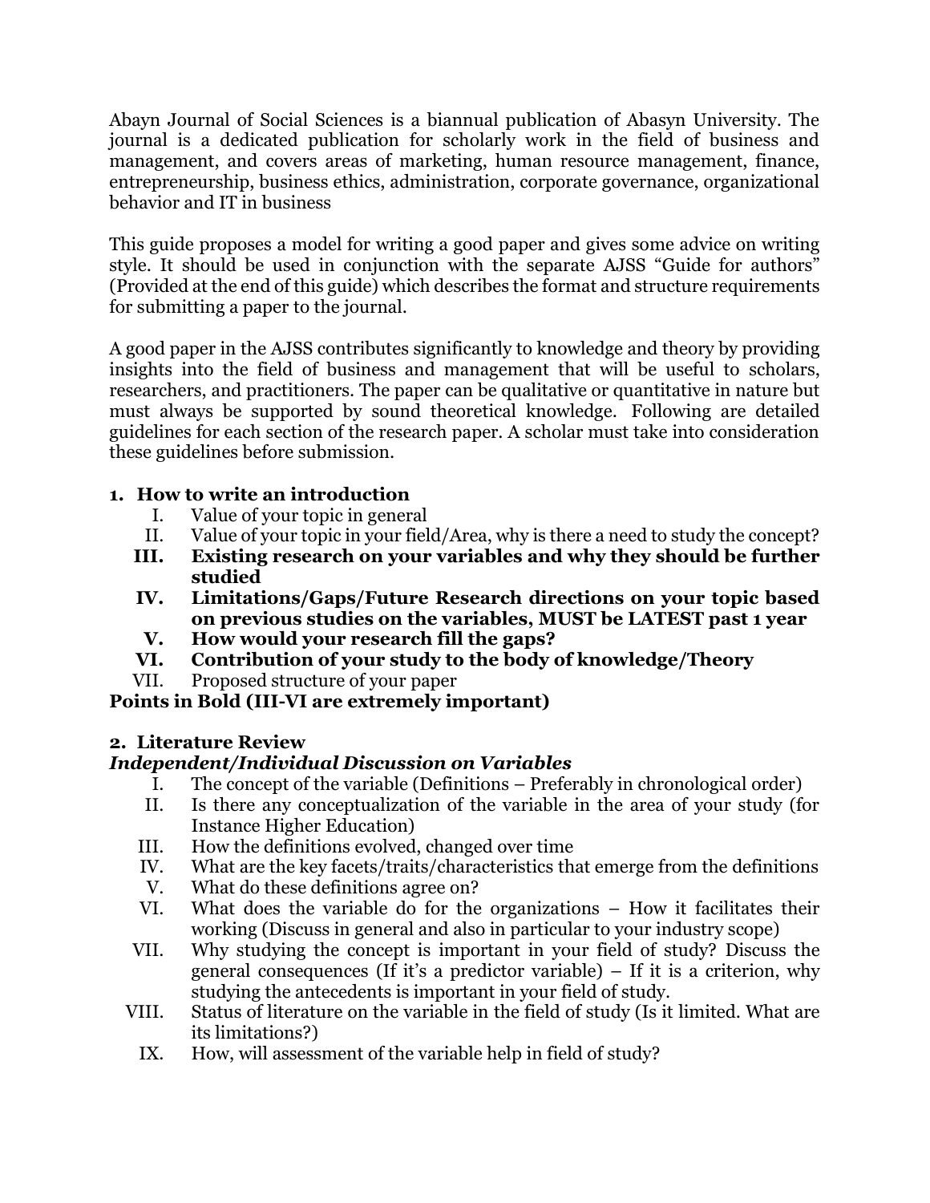Abayn Journal of Social Sciences is a biannual publication of Abasyn University. The journal is a dedicated publication for scholarly work in the field of business and management, and covers areas of marketing, human resource management, finance, entrepreneurship, business ethics, administration, corporate governance, organizational behavior and IT in business

This guide proposes a model for writing a good paper and gives some advice on writing style. It should be used in conjunction with the separate AJSS "Guide for authors" (Provided at the end of this guide) which describes the format and structure requirements for submitting a paper to the journal.

A good paper in the AJSS contributes significantly to knowledge and theory by providing insights into the field of business and management that will be useful to scholars, researchers, and practitioners. The paper can be qualitative or quantitative in nature but must always be supported by sound theoretical knowledge. Following are detailed guidelines for each section of the research paper. A scholar must take into consideration these guidelines before submission.

## 1. How to write an introduction

I. Value of your topic in general
II. Value of your topic in your field/Area, why is there a need to study the concept?
**III. Existing research on your variables and why they should be further studied**
**IV. Limitations/Gaps/Future Research directions on your topic based on previous studies on the variables, MUST be LATEST past 1 year**
**V. How would your research fill the gaps?**
**VI. Contribution of your study to the body of knowledge/Theory**
VII. Proposed structure of your paper

**Points in Bold (III-VI are extremely important)**

## 2. Literature Review

***Independent/Individual Discussion on Variables***

I. The concept of the variable (Definitions – Preferably in chronological order)
II. Is there any conceptualization of the variable in the area of your study (for Instance Higher Education)
III. How the definitions evolved, changed over time
IV. What are the key facets/traits/characteristics that emerge from the definitions
V. What do these definitions agree on?
VI. What does the variable do for the organizations – How it facilitates their working (Discuss in general and also in particular to your industry scope)
VII. Why studying the concept is important in your field of study? Discuss the general consequences (If it's a predictor variable) – If it is a criterion, why studying the antecedents is important in your field of study.
VIII. Status of literature on the variable in the field of study (Is it limited. What are its limitations?)
IX. How, will assessment of the variable help in field of study?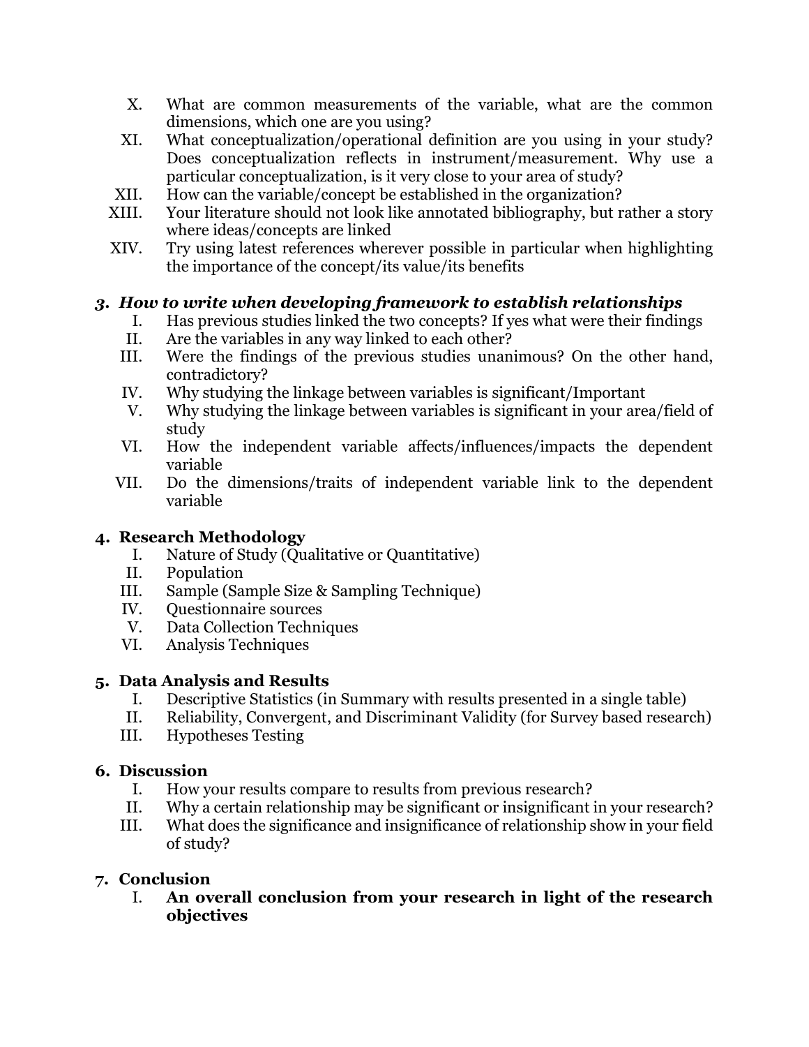X. What are common measurements of the variable, what are the common dimensions, which one are you using?
XI. What conceptualization/operational definition are you using in your study? Does conceptualization reflects in instrument/measurement. Why use a particular conceptualization, is it very close to your area of study?
XII. How can the variable/concept be established in the organization?
XIII. Your literature should not look like annotated bibliography, but rather a story where ideas/concepts are linked
XIV. Try using latest references wherever possible in particular when highlighting the importance of the concept/its value/its benefits

### 3. *How to write when developing framework to establish relationships*

I. Has previous studies linked the two concepts? If yes what were their findings
II. Are the variables in any way linked to each other?
III. Were the findings of the previous studies unanimous? On the other hand, contradictory?
IV. Why studying the linkage between variables is significant/Important
V. Why studying the linkage between variables is significant in your area/field of study
VI. How the independent variable affects/influences/impacts the dependent variable
VII. Do the dimensions/traits of independent variable link to the dependent variable

### 4. Research Methodology

I. Nature of Study (Qualitative or Quantitative)
II. Population
III. Sample (Sample Size & Sampling Technique)
IV. Questionnaire sources
V. Data Collection Techniques
VI. Analysis Techniques

### 5. Data Analysis and Results

I. Descriptive Statistics (in Summary with results presented in a single table)
II. Reliability, Convergent, and Discriminant Validity (for Survey based research)
III. Hypotheses Testing

### 6. Discussion

I. How your results compare to results from previous research?
II. Why a certain relationship may be significant or insignificant in your research?
III. What does the significance and insignificance of relationship show in your field of study?

### 7. Conclusion

I. **An overall conclusion from your research in light of the research objectives**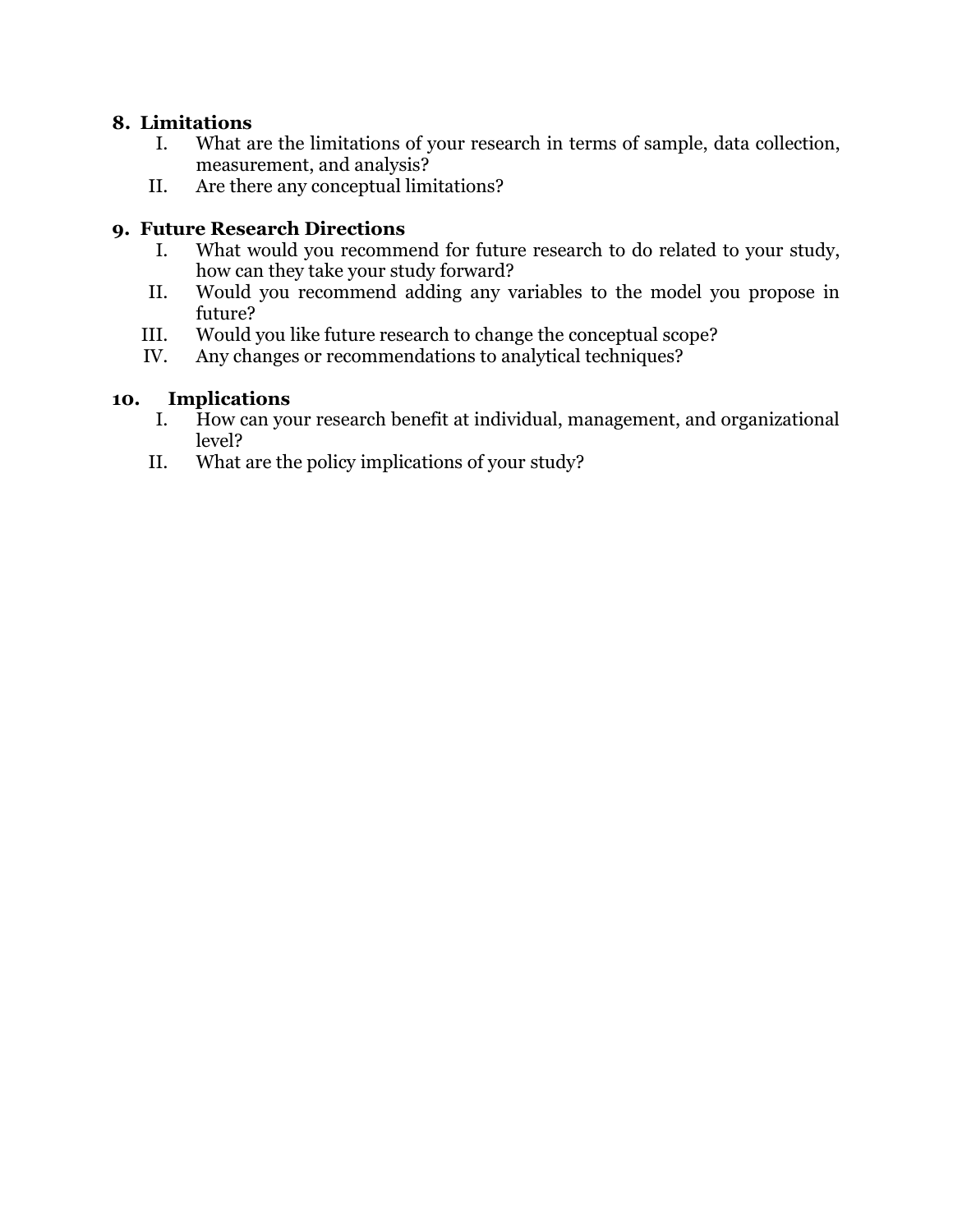**8. Limitations**

I. What are the limitations of your research in terms of sample, data collection, measurement, and analysis?

II. Are there any conceptual limitations?

**9. Future Research Directions**

I. What would you recommend for future research to do related to your study, how can they take your study forward?

II. Would you recommend adding any variables to the model you propose in future?

III. Would you like future research to change the conceptual scope?

IV. Any changes or recommendations to analytical techniques?

**10. Implications**

I. How can your research benefit at individual, management, and organizational level?

II. What are the policy implications of your study?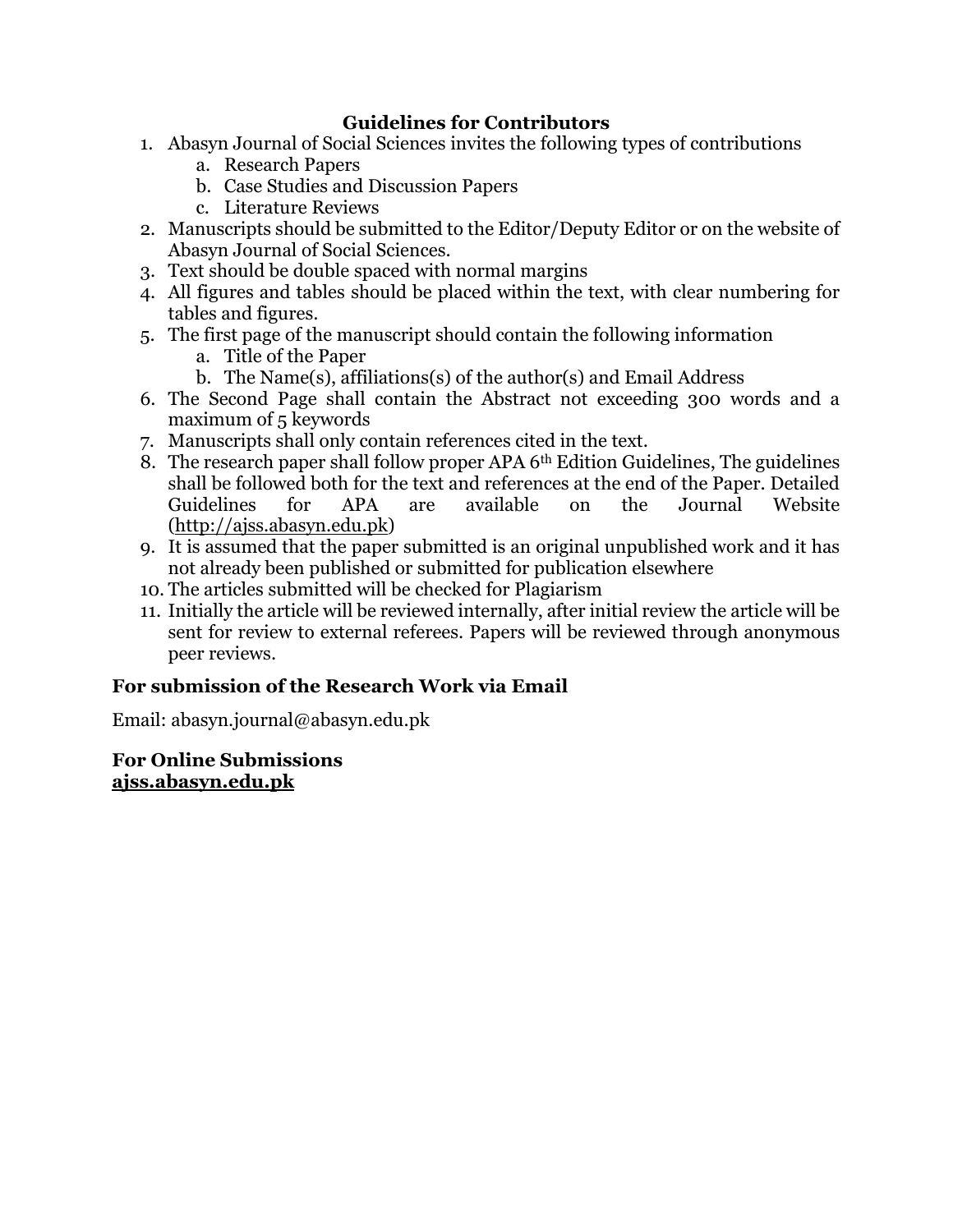## Guidelines for Contributors

1. Abasyn Journal of Social Sciences invites the following types of contributions
   a. Research Papers
   b. Case Studies and Discussion Papers
   c. Literature Reviews
2. Manuscripts should be submitted to the Editor/Deputy Editor or on the website of Abasyn Journal of Social Sciences.
3. Text should be double spaced with normal margins
4. All figures and tables should be placed within the text, with clear numbering for tables and figures.
5. The first page of the manuscript should contain the following information
   a. Title of the Paper
   b. The Name(s), affiliations(s) of the author(s) and Email Address
6. The Second Page shall contain the Abstract not exceeding 300 words and a maximum of 5 keywords
7. Manuscripts shall only contain references cited in the text.
8. The research paper shall follow proper APA 6th Edition Guidelines, The guidelines shall be followed both for the text and references at the end of the Paper. Detailed Guidelines for APA are available on the Journal Website (http://ajss.abasyn.edu.pk)
9. It is assumed that the paper submitted is an original unpublished work and it has not already been published or submitted for publication elsewhere
10. The articles submitted will be checked for Plagiarism
11. Initially the article will be reviewed internally, after initial review the article will be sent for review to external referees. Papers will be reviewed through anonymous peer reviews.

**For submission of the Research Work via Email**

Email: abasyn.journal@abasyn.edu.pk

**For Online Submissions**
**ajss.abasyn.edu.pk**